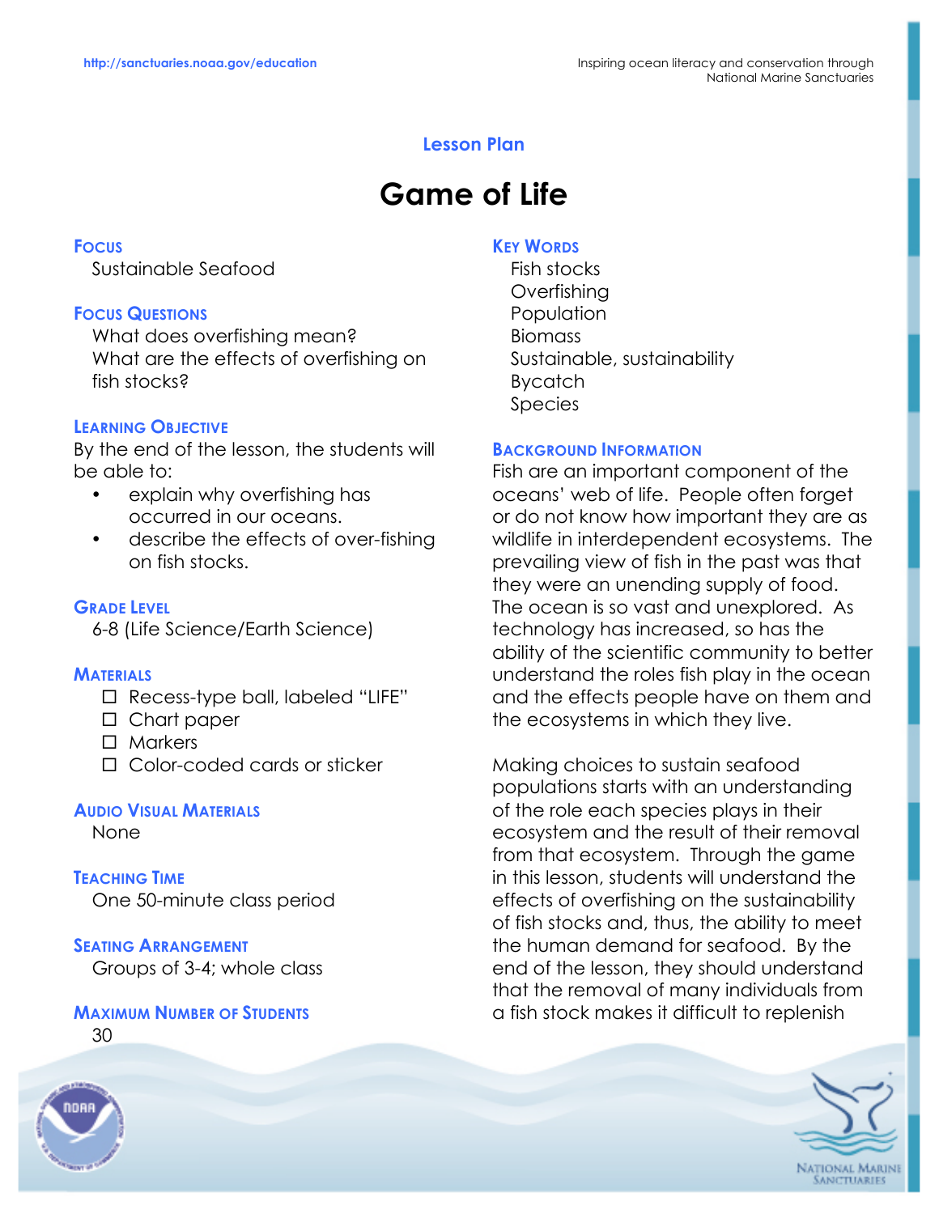Lesson Plan

# Game of Life

## Focus

Sustainable Seafood

## Focus Questions

What does overfishing mean?
What are the effects of overfishing on fish stocks?

## Learning Objective

By the end of the lesson, the students will be able to:

- explain why overfishing has occurred in our oceans.
- describe the effects of over-fishing on fish stocks.

## Grade Level

6-8 (Life Science/Earth Science)

## Materials

- ☐ Recess-type ball, labeled "LIFE"
- ☐ Chart paper
- ☐ Markers
- ☐ Color-coded cards or sticker

## Audio Visual Materials

None

## Teaching Time

One 50-minute class period

## Seating Arrangement

Groups of 3-4; whole class

## Maximum Number of Students

30

## Key Words

Fish stocks
Overfishing
Population
Biomass
Sustainable, sustainability
Bycatch
Species

## Background Information

Fish are an important component of the oceans' web of life. People often forget or do not know how important they are as wildlife in interdependent ecosystems. The prevailing view of fish in the past was that they were an unending supply of food. The ocean is so vast and unexplored. As technology has increased, so has the ability of the scientific community to better understand the roles fish play in the ocean and the effects people have on them and the ecosystems in which they live.

Making choices to sustain seafood populations starts with an understanding of the role each species plays in their ecosystem and the result of their removal from that ecosystem. Through the game in this lesson, students will understand the effects of overfishing on the sustainability of fish stocks and, thus, the ability to meet the human demand for seafood. By the end of the lesson, they should understand that the removal of many individuals from a fish stock makes it difficult to replenish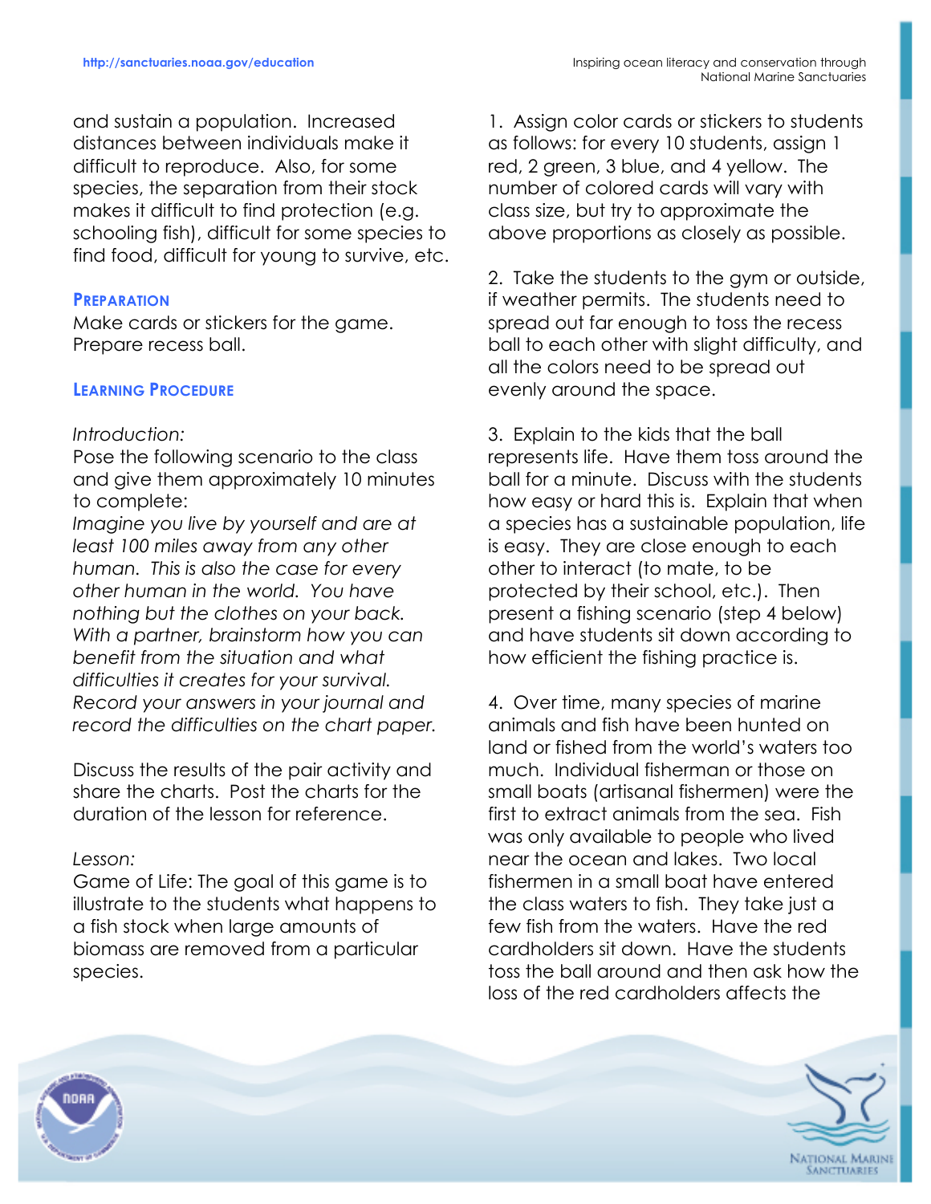and sustain a population. Increased distances between individuals make it difficult to reproduce. Also, for some species, the separation from their stock makes it difficult to find protection (e.g. schooling fish), difficult for some species to find food, difficult for young to survive, etc.

### Preparation

Make cards or stickers for the game. Prepare recess ball.

### Learning Procedure

*Introduction:*

Pose the following scenario to the class and give them approximately 10 minutes to complete:

*Imagine you live by yourself and are at least 100 miles away from any other human. This is also the case for every other human in the world. You have nothing but the clothes on your back. With a partner, brainstorm how you can benefit from the situation and what difficulties it creates for your survival. Record your answers in your journal and record the difficulties on the chart paper.*

Discuss the results of the pair activity and share the charts. Post the charts for the duration of the lesson for reference.

*Lesson:*

Game of Life: The goal of this game is to illustrate to the students what happens to a fish stock when large amounts of biomass are removed from a particular species.

1. Assign color cards or stickers to students as follows: for every 10 students, assign 1 red, 2 green, 3 blue, and 4 yellow. The number of colored cards will vary with class size, but try to approximate the above proportions as closely as possible.

2. Take the students to the gym or outside, if weather permits. The students need to spread out far enough to toss the recess ball to each other with slight difficulty, and all the colors need to be spread out evenly around the space.

3. Explain to the kids that the ball represents life. Have them toss around the ball for a minute. Discuss with the students how easy or hard this is. Explain that when a species has a sustainable population, life is easy. They are close enough to each other to interact (to mate, to be protected by their school, etc.). Then present a fishing scenario (step 4 below) and have students sit down according to how efficient the fishing practice is.

4. Over time, many species of marine animals and fish have been hunted on land or fished from the world's waters too much. Individual fisherman or those on small boats (artisanal fishermen) were the first to extract animals from the sea. Fish was only available to people who lived near the ocean and lakes. Two local fishermen in a small boat have entered the class waters to fish. They take just a few fish from the waters. Have the red cardholders sit down. Have the students toss the ball around and then ask how the loss of the red cardholders affects the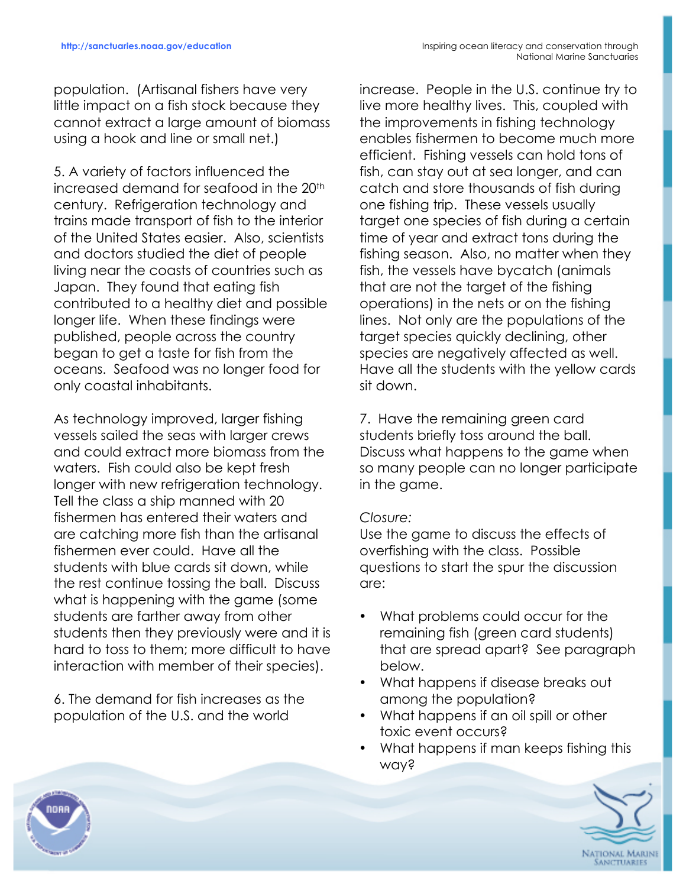population. (Artisanal fishers have very little impact on a fish stock because they cannot extract a large amount of biomass using a hook and line or small net.)

5. A variety of factors influenced the increased demand for seafood in the 20th century. Refrigeration technology and trains made transport of fish to the interior of the United States easier. Also, scientists and doctors studied the diet of people living near the coasts of countries such as Japan. They found that eating fish contributed to a healthy diet and possible longer life. When these findings were published, people across the country began to get a taste for fish from the oceans. Seafood was no longer food for only coastal inhabitants.

As technology improved, larger fishing vessels sailed the seas with larger crews and could extract more biomass from the waters. Fish could also be kept fresh longer with new refrigeration technology. Tell the class a ship manned with 20 fishermen has entered their waters and are catching more fish than the artisanal fishermen ever could. Have all the students with blue cards sit down, while the rest continue tossing the ball. Discuss what is happening with the game (some students are farther away from other students then they previously were and it is hard to toss to them; more difficult to have interaction with member of their species).

6. The demand for fish increases as the population of the U.S. and the world increase. People in the U.S. continue try to live more healthy lives. This, coupled with the improvements in fishing technology enables fishermen to become much more efficient. Fishing vessels can hold tons of fish, can stay out at sea longer, and can catch and store thousands of fish during one fishing trip. These vessels usually target one species of fish during a certain time of year and extract tons during the fishing season. Also, no matter when they fish, the vessels have bycatch (animals that are not the target of the fishing operations) in the nets or on the fishing lines. Not only are the populations of the target species quickly declining, other species are negatively affected as well. Have all the students with the yellow cards sit down.

7. Have the remaining green card students briefly toss around the ball. Discuss what happens to the game when so many people can no longer participate in the game.

*Closure:*
Use the game to discuss the effects of overfishing with the class. Possible questions to start the spur the discussion are:

- What problems could occur for the remaining fish (green card students) that are spread apart? See paragraph below.
- What happens if disease breaks out among the population?
- What happens if an oil spill or other toxic event occurs?
- What happens if man keeps fishing this way?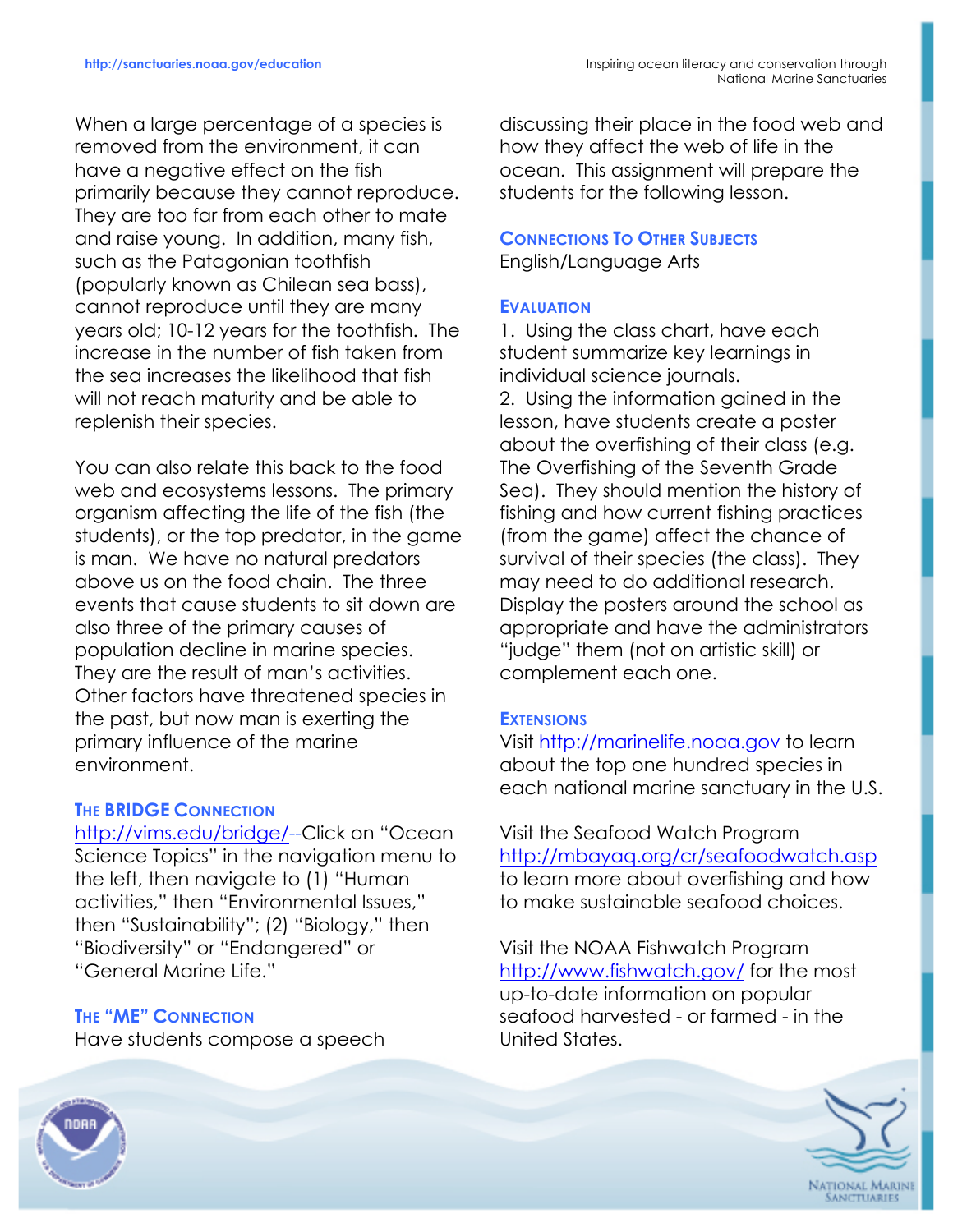When a large percentage of a species is removed from the environment, it can have a negative effect on the fish primarily because they cannot reproduce. They are too far from each other to mate and raise young. In addition, many fish, such as the Patagonian toothfish (popularly known as Chilean sea bass), cannot reproduce until they are many years old; 10-12 years for the toothfish. The increase in the number of fish taken from the sea increases the likelihood that fish will not reach maturity and be able to replenish their species.

You can also relate this back to the food web and ecosystems lessons. The primary organism affecting the life of the fish (the students), or the top predator, in the game is man. We have no natural predators above us on the food chain. The three events that cause students to sit down are also three of the primary causes of population decline in marine species. They are the result of man's activities. Other factors have threatened species in the past, but now man is exerting the primary influence of the marine environment.

### The BRIDGE Connection

http://vims.edu/bridge/--Click on "Ocean Science Topics" in the navigation menu to the left, then navigate to (1) "Human activities," then "Environmental Issues," then "Sustainability"; (2) "Biology," then "Biodiversity" or "Endangered" or "General Marine Life."

### The "ME" Connection

Have students compose a speech discussing their place in the food web and how they affect the web of life in the ocean. This assignment will prepare the students for the following lesson.

### Connections To Other Subjects

English/Language Arts

### Evaluation

1. Using the class chart, have each student summarize key learnings in individual science journals.
2. Using the information gained in the lesson, have students create a poster about the overfishing of their class (e.g. The Overfishing of the Seventh Grade Sea). They should mention the history of fishing and how current fishing practices (from the game) affect the chance of survival of their species (the class). They may need to do additional research. Display the posters around the school as appropriate and have the administrators "judge" them (not on artistic skill) or complement each one.

### Extensions

Visit http://marinelife.noaa.gov to learn about the top one hundred species in each national marine sanctuary in the U.S.

Visit the Seafood Watch Program http://mbayaq.org/cr/seafoodwatch.asp to learn more about overfishing and how to make sustainable seafood choices.

Visit the NOAA Fishwatch Program http://www.fishwatch.gov/ for the most up-to-date information on popular seafood harvested - or farmed - in the United States.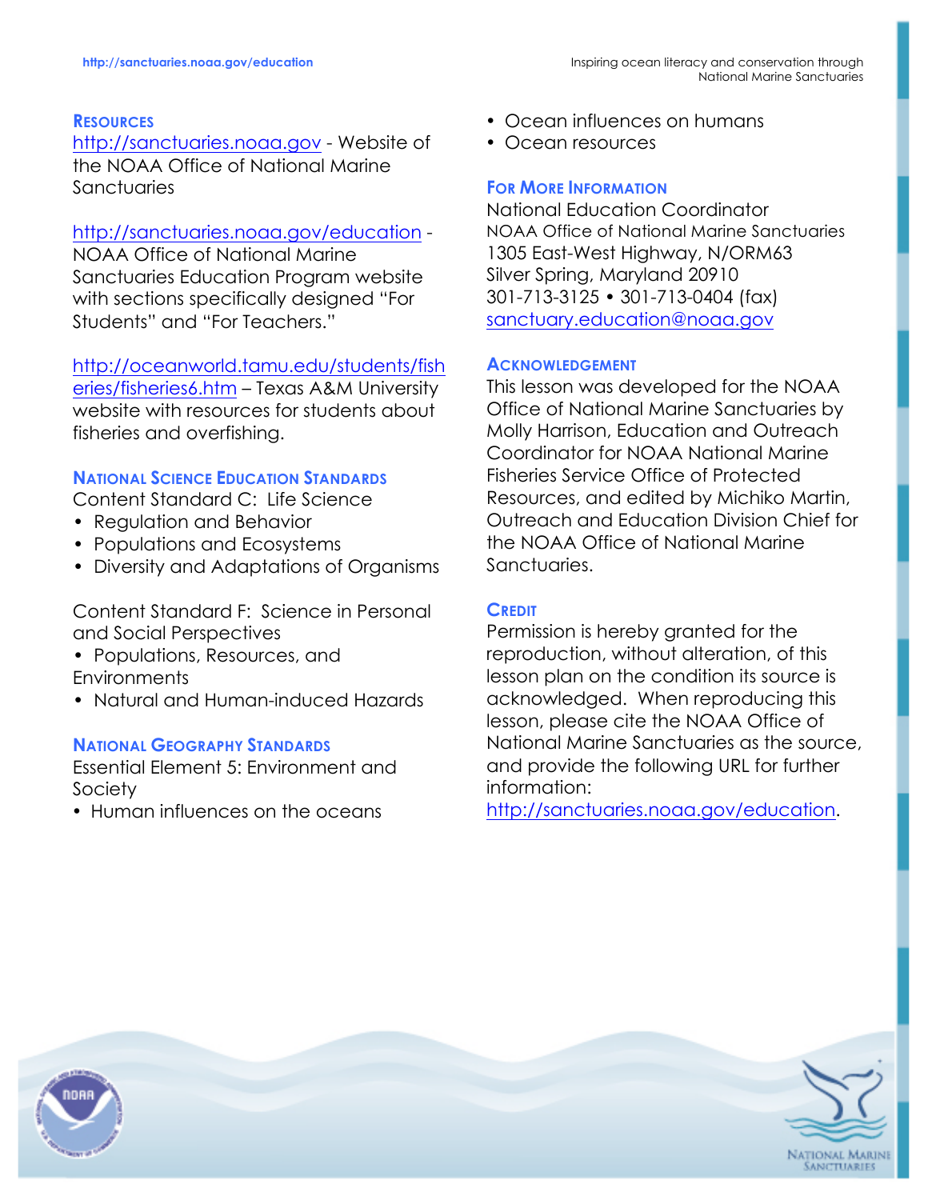## Resources

http://sanctuaries.noaa.gov - Website of the NOAA Office of National Marine Sanctuaries

http://sanctuaries.noaa.gov/education - NOAA Office of National Marine Sanctuaries Education Program website with sections specifically designed "For Students" and "For Teachers."

http://oceanworld.tamu.edu/students/fisheries/fisheries6.htm – Texas A&M University website with resources for students about fisheries and overfishing.

## National Science Education Standards

Content Standard C: Life Science

- Regulation and Behavior
- Populations and Ecosystems
- Diversity and Adaptations of Organisms

Content Standard F: Science in Personal and Social Perspectives

- Populations, Resources, and Environments
- Natural and Human-induced Hazards

## National Geography Standards

Essential Element 5: Environment and Society

- Human influences on the oceans
- Ocean influences on humans
- Ocean resources

## For More Information

National Education Coordinator
NOAA Office of National Marine Sanctuaries
1305 East-West Highway, N/ORM63
Silver Spring, Maryland 20910
301-713-3125 • 301-713-0404 (fax)
sanctuary.education@noaa.gov

## Acknowledgement

This lesson was developed for the NOAA Office of National Marine Sanctuaries by Molly Harrison, Education and Outreach Coordinator for NOAA National Marine Fisheries Service Office of Protected Resources, and edited by Michiko Martin, Outreach and Education Division Chief for the NOAA Office of National Marine Sanctuaries.

## Credit

Permission is hereby granted for the reproduction, without alteration, of this lesson plan on the condition its source is acknowledged. When reproducing this lesson, please cite the NOAA Office of National Marine Sanctuaries as the source, and provide the following URL for further information: http://sanctuaries.noaa.gov/education.